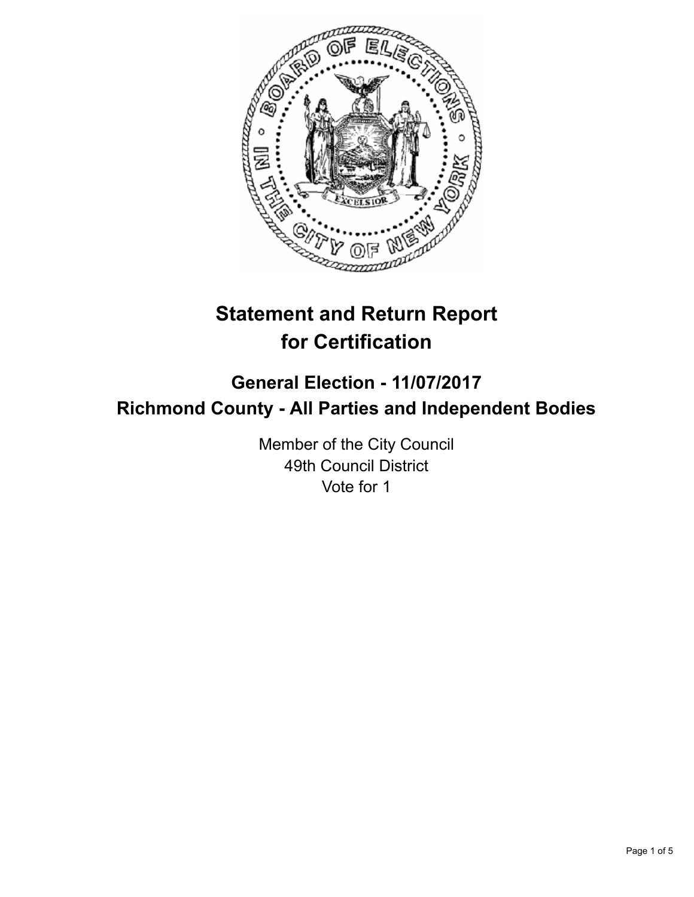# Statement and Return Report for Certification

## General Election - 11/07/2017
## Richmond County - All Parties and Independent Bodies

Member of the City Council
49th Council District
Vote for 1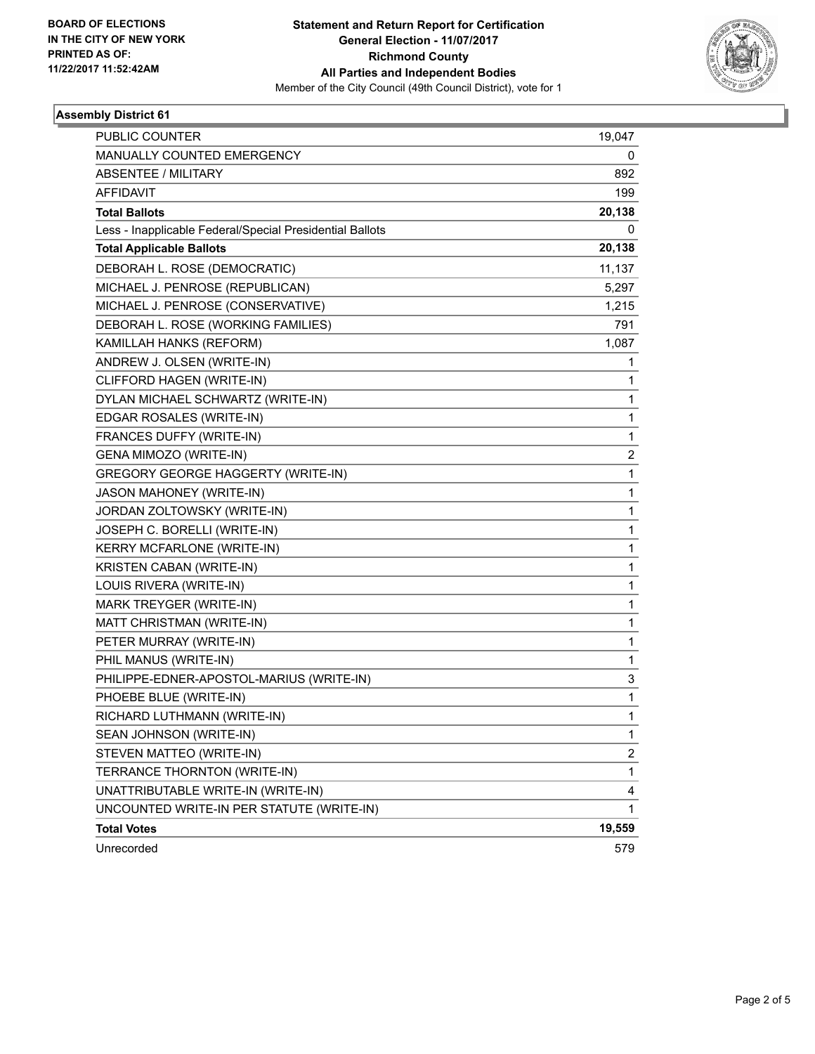BOARD OF ELECTIONS
IN THE CITY OF NEW YORK
PRINTED AS OF:
11/22/2017 11:52:42AM

**Statement and Return Report for Certification**
**General Election - 11/07/2017**
**Richmond County**
**All Parties and Independent Bodies**
Member of the City Council (49th Council District), vote for 1

## Assembly District 61

| | |
|---|---|
| PUBLIC COUNTER | 19,047 |
| MANUALLY COUNTED EMERGENCY | 0 |
| ABSENTEE / MILITARY | 892 |
| AFFIDAVIT | 199 |
| **Total Ballots** | **20,138** |
| Less - Inapplicable Federal/Special Presidential Ballots | 0 |
| **Total Applicable Ballots** | **20,138** |
| DEBORAH L. ROSE (DEMOCRATIC) | 11,137 |
| MICHAEL J. PENROSE (REPUBLICAN) | 5,297 |
| MICHAEL J. PENROSE (CONSERVATIVE) | 1,215 |
| DEBORAH L. ROSE (WORKING FAMILIES) | 791 |
| KAMILLAH HANKS (REFORM) | 1,087 |
| ANDREW J. OLSEN (WRITE-IN) | 1 |
| CLIFFORD HAGEN (WRITE-IN) | 1 |
| DYLAN MICHAEL SCHWARTZ (WRITE-IN) | 1 |
| EDGAR ROSALES (WRITE-IN) | 1 |
| FRANCES DUFFY (WRITE-IN) | 1 |
| GENA MIMOZO (WRITE-IN) | 2 |
| GREGORY GEORGE HAGGERTY (WRITE-IN) | 1 |
| JASON MAHONEY (WRITE-IN) | 1 |
| JORDAN ZOLTOWSKY (WRITE-IN) | 1 |
| JOSEPH C. BORELLI (WRITE-IN) | 1 |
| KERRY MCFARLONE (WRITE-IN) | 1 |
| KRISTEN CABAN (WRITE-IN) | 1 |
| LOUIS RIVERA (WRITE-IN) | 1 |
| MARK TREYGER (WRITE-IN) | 1 |
| MATT CHRISTMAN (WRITE-IN) | 1 |
| PETER MURRAY (WRITE-IN) | 1 |
| PHIL MANUS (WRITE-IN) | 1 |
| PHILIPPE-EDNER-APOSTOL-MARIUS (WRITE-IN) | 3 |
| PHOEBE BLUE (WRITE-IN) | 1 |
| RICHARD LUTHMANN (WRITE-IN) | 1 |
| SEAN JOHNSON (WRITE-IN) | 1 |
| STEVEN MATTEO (WRITE-IN) | 2 |
| TERRANCE THORNTON (WRITE-IN) | 1 |
| UNATTRIBUTABLE WRITE-IN (WRITE-IN) | 4 |
| UNCOUNTED WRITE-IN PER STATUTE (WRITE-IN) | 1 |
| **Total Votes** | **19,559** |
| Unrecorded | 579 |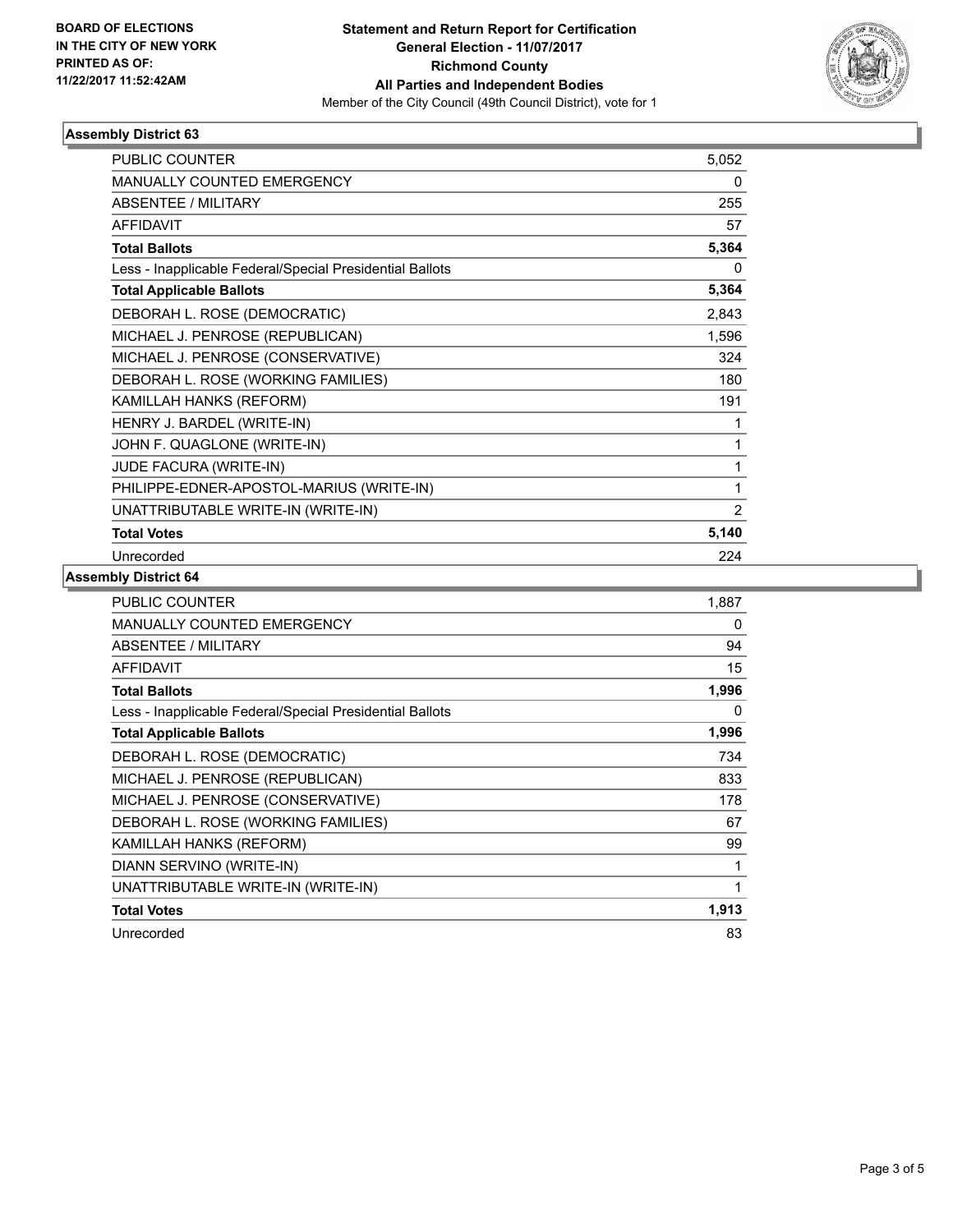BOARD OF ELECTIONS
IN THE CITY OF NEW YORK
PRINTED AS OF:
11/22/2017 11:52:42AM

**Statement and Return Report for Certification**
**General Election - 11/07/2017**
**Richmond County**
**All Parties and Independent Bodies**
Member of the City Council (49th Council District), vote for 1

### Assembly District 63

| | |
|---|---|
| PUBLIC COUNTER | 5,052 |
| MANUALLY COUNTED EMERGENCY | 0 |
| ABSENTEE / MILITARY | 255 |
| AFFIDAVIT | 57 |
| **Total Ballots** | **5,364** |
| Less - Inapplicable Federal/Special Presidential Ballots | 0 |
| **Total Applicable Ballots** | **5,364** |
| DEBORAH L. ROSE (DEMOCRATIC) | 2,843 |
| MICHAEL J. PENROSE (REPUBLICAN) | 1,596 |
| MICHAEL J. PENROSE (CONSERVATIVE) | 324 |
| DEBORAH L. ROSE (WORKING FAMILIES) | 180 |
| KAMILLAH HANKS (REFORM) | 191 |
| HENRY J. BARDEL (WRITE-IN) | 1 |
| JOHN F. QUAGLONE (WRITE-IN) | 1 |
| JUDE FACURA (WRITE-IN) | 1 |
| PHILIPPE-EDNER-APOSTOL-MARIUS (WRITE-IN) | 1 |
| UNATTRIBUTABLE WRITE-IN (WRITE-IN) | 2 |
| **Total Votes** | **5,140** |
| Unrecorded | 224 |

### Assembly District 64

| | |
|---|---|
| PUBLIC COUNTER | 1,887 |
| MANUALLY COUNTED EMERGENCY | 0 |
| ABSENTEE / MILITARY | 94 |
| AFFIDAVIT | 15 |
| **Total Ballots** | **1,996** |
| Less - Inapplicable Federal/Special Presidential Ballots | 0 |
| **Total Applicable Ballots** | **1,996** |
| DEBORAH L. ROSE (DEMOCRATIC) | 734 |
| MICHAEL J. PENROSE (REPUBLICAN) | 833 |
| MICHAEL J. PENROSE (CONSERVATIVE) | 178 |
| DEBORAH L. ROSE (WORKING FAMILIES) | 67 |
| KAMILLAH HANKS (REFORM) | 99 |
| DIANN SERVINO (WRITE-IN) | 1 |
| UNATTRIBUTABLE WRITE-IN (WRITE-IN) | 1 |
| **Total Votes** | **1,913** |
| Unrecorded | 83 |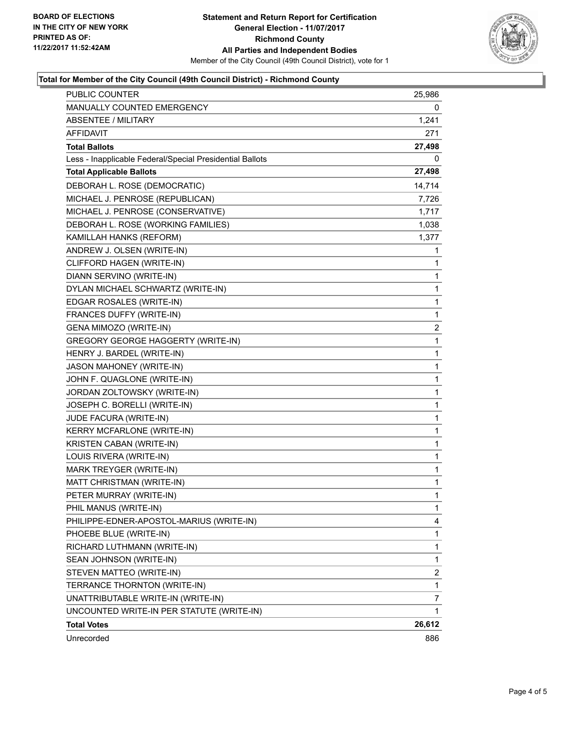BOARD OF ELECTIONS
IN THE CITY OF NEW YORK
PRINTED AS OF:
11/22/2017 11:52:42AM

**Statement and Return Report for Certification**
**General Election - 11/07/2017**
**Richmond County**
**All Parties and Independent Bodies**
Member of the City Council (49th Council District), vote for 1

### Total for Member of the City Council (49th Council District) - Richmond County

| | |
|---|---|
| PUBLIC COUNTER | 25,986 |
| MANUALLY COUNTED EMERGENCY | 0 |
| ABSENTEE / MILITARY | 1,241 |
| AFFIDAVIT | 271 |
| **Total Ballots** | **27,498** |
| Less - Inapplicable Federal/Special Presidential Ballots | 0 |
| **Total Applicable Ballots** | **27,498** |
| DEBORAH L. ROSE (DEMOCRATIC) | 14,714 |
| MICHAEL J. PENROSE (REPUBLICAN) | 7,726 |
| MICHAEL J. PENROSE (CONSERVATIVE) | 1,717 |
| DEBORAH L. ROSE (WORKING FAMILIES) | 1,038 |
| KAMILLAH HANKS (REFORM) | 1,377 |
| ANDREW J. OLSEN (WRITE-IN) | 1 |
| CLIFFORD HAGEN (WRITE-IN) | 1 |
| DIANN SERVINO (WRITE-IN) | 1 |
| DYLAN MICHAEL SCHWARTZ (WRITE-IN) | 1 |
| EDGAR ROSALES (WRITE-IN) | 1 |
| FRANCES DUFFY (WRITE-IN) | 1 |
| GENA MIMOZO (WRITE-IN) | 2 |
| GREGORY GEORGE HAGGERTY (WRITE-IN) | 1 |
| HENRY J. BARDEL (WRITE-IN) | 1 |
| JASON MAHONEY (WRITE-IN) | 1 |
| JOHN F. QUAGLONE (WRITE-IN) | 1 |
| JORDAN ZOLTOWSKY (WRITE-IN) | 1 |
| JOSEPH C. BORELLI (WRITE-IN) | 1 |
| JUDE FACURA (WRITE-IN) | 1 |
| KERRY MCFARLONE (WRITE-IN) | 1 |
| KRISTEN CABAN (WRITE-IN) | 1 |
| LOUIS RIVERA (WRITE-IN) | 1 |
| MARK TREYGER (WRITE-IN) | 1 |
| MATT CHRISTMAN (WRITE-IN) | 1 |
| PETER MURRAY (WRITE-IN) | 1 |
| PHIL MANUS (WRITE-IN) | 1 |
| PHILIPPE-EDNER-APOSTOL-MARIUS (WRITE-IN) | 4 |
| PHOEBE BLUE (WRITE-IN) | 1 |
| RICHARD LUTHMANN (WRITE-IN) | 1 |
| SEAN JOHNSON (WRITE-IN) | 1 |
| STEVEN MATTEO (WRITE-IN) | 2 |
| TERRANCE THORNTON (WRITE-IN) | 1 |
| UNATTRIBUTABLE WRITE-IN (WRITE-IN) | 7 |
| UNCOUNTED WRITE-IN PER STATUTE (WRITE-IN) | 1 |
| **Total Votes** | **26,612** |
| Unrecorded | 886 |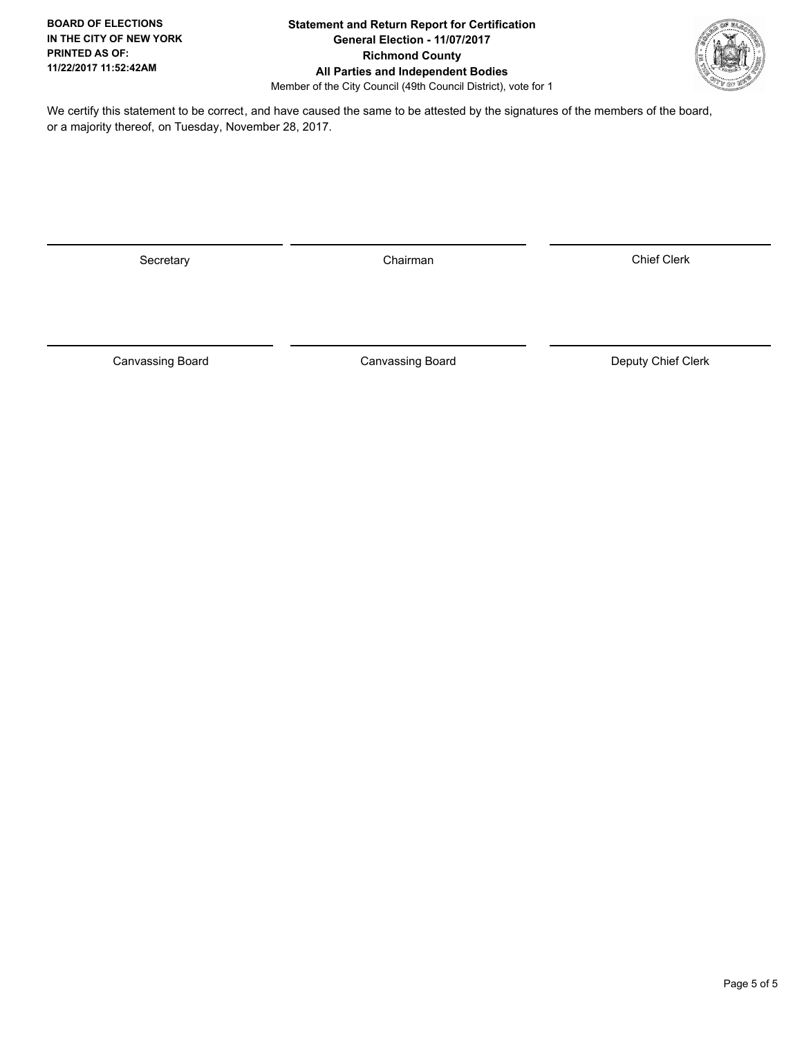We certify this statement to be correct, and have caused the same to be attested by the signatures of the members of the board, or a majority thereof, on Tuesday, November 28, 2017.

| | | |
|---|---|---|
| Secretary | Chairman | Chief Clerk |
| Canvassing Board | Canvassing Board | Deputy Chief Clerk |